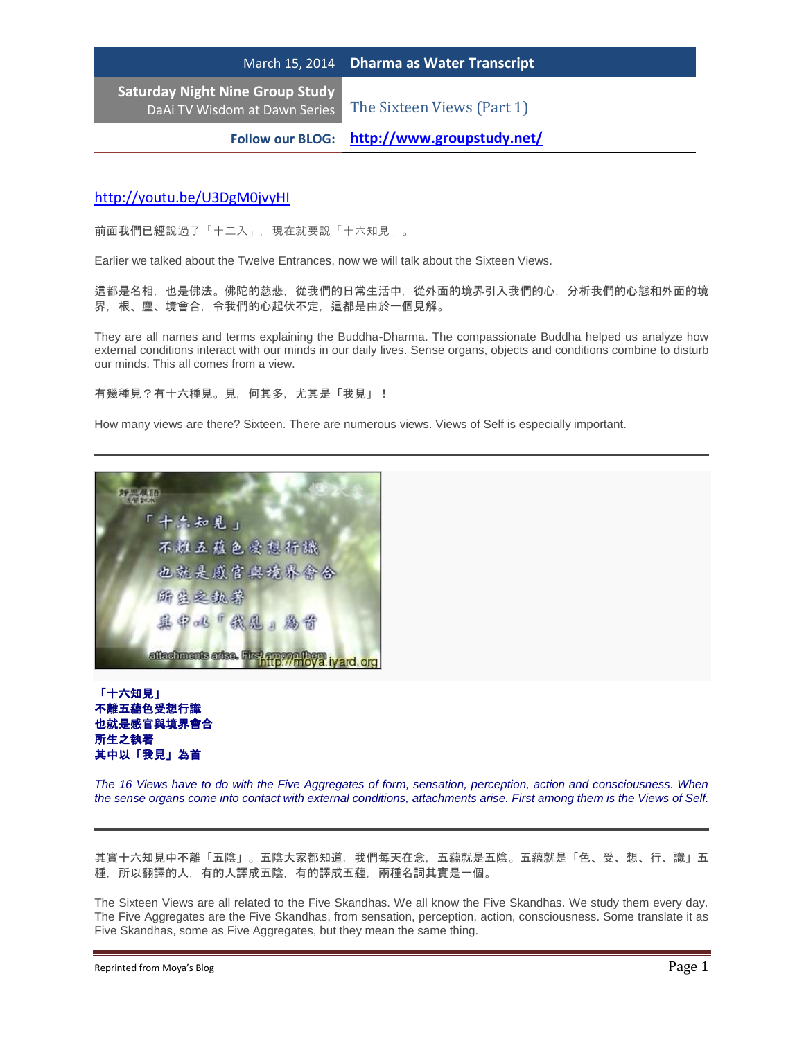March 15, 2014 **Dharma as Water Transcript**

**Saturday Night Nine Group Study**
DaAi TV Wisdom at Dawn Series

## The Sixteen Views (Part 1)

**Follow our BLOG:** **http://www.groupstudy.net/**

http://youtu.be/U3DgM0jvyHI

前面我們已經說過了「十二入」，現在就要說「十六知見」。

Earlier we talked about the Twelve Entrances, now we will talk about the Sixteen Views.

這都是名相，也是佛法。佛陀的慈悲，從我們的日常生活中，從外面的境界引入我們的心，分析我們的心態和外面的境界，根、塵、境會合，令我們的心起伏不定，這都是由於一個見解。

They are all names and terms explaining the Buddha-Dharma. The compassionate Buddha helped us analyze how external conditions interact with our minds in our daily lives. Sense organs, objects and conditions combine to disturb our minds. This all comes from a view.

有幾種見？有十六種見。見，何其多，尤其是「我見」！

How many views are there? Sixteen. There are numerous views. Views of Self is especially important.

---

**「十六知見」**
**不離五蘊色受想行識**
**也就是感官與境界會合**
**所生之執著**
**其中以「我見」為首**

*The 16 Views have to do with the Five Aggregates of form, sensation, perception, action and consciousness. When the sense organs come into contact with external conditions, attachments arise. First among them is the Views of Self.*

---

其實十六知見中不離「五陰」。五陰大家都知道，我們每天在念，五蘊就是五陰。五蘊就是「色、受、想、行、識」五種，所以翻譯的人，有的人譯成五陰，有的譯成五蘊，兩種名詞其實是一個。

The Sixteen Views are all related to the Five Skandhas. We all know the Five Skandhas. We study them every day. The Five Aggregates are the Five Skandhas, from sensation, perception, action, consciousness. Some translate it as Five Skandhas, some as Five Aggregates, but they mean the same thing.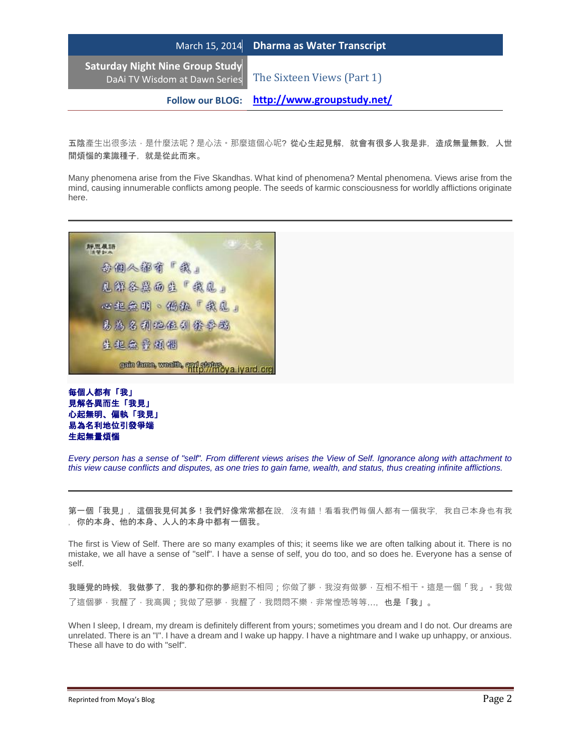五陰產生出很多法，是什麼法呢？是心法。那麼這個心呢? 從心生起見解，就會有很多人我是非，造成無量無數，人世間煩惱的業識種子，就是從此而來。

Many phenomena arise from the Five Skandhas. What kind of phenomena? Mental phenomena. Views arise from the mind, causing innumerable conflicts among people. The seeds of karmic consciousness for worldly afflictions originate here.

---

**每個人都有「我」**
**見解各異而生「我見」**
**心起無明、偏執「我見」**
**易為名利地位引發爭端**
**生起無量煩惱**

*Every person has a sense of "self". From different views arises the View of Self. Ignorance along with attachment to this view cause conflicts and disputes, as one tries to gain fame, wealth, and status, thus creating infinite afflictions.*

---

第一個「我見」，這個我見何其多！我們好像常常都在說，沒有錯！看看我們每個人都有一個我字，我自己本身也有我，你的本身、他的本身、人人的本身中都有一個我。

The first is View of Self. There are so many examples of this; it seems like we are often talking about it. There is no mistake, we all have a sense of "self". I have a sense of self, you do too, and so does he. Everyone has a sense of self.

我睡覺的時候，我做夢了，我的夢和你的夢絕對不相同；你做了夢，我沒有做夢，互相不相干。這是一個「我」。我做了這個夢，我醒了，我高興；我做了惡夢，我醒了，我悶悶不樂，非常惶恐等等…，也是「我」。

When I sleep, I dream, my dream is definitely different from yours; sometimes you dream and I do not. Our dreams are unrelated. There is an "I". I have a dream and I wake up happy. I have a nightmare and I wake up unhappy, or anxious. These all have to do with "self".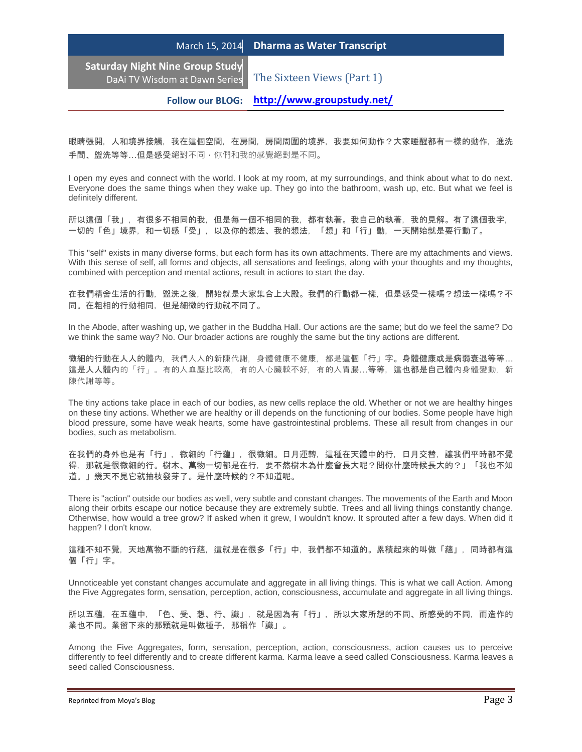眼睛張開，人和境界接觸，我在這個空間，在房間，房間周圍的境界，我要如何動作？大家睡醒都有一樣的動作，進洗手間、盥洗等等…但是感受絕對不同，你們和我的感覺絕對是不同。

I open my eyes and connect with the world. I look at my room, at my surroundings, and think about what to do next. Everyone does the same things when they wake up. They go into the bathroom, wash up, etc. But what we feel is definitely different.

所以這個「我」，有很多不相同的我，但是每一個不相同的我，都有執著。我自己的執著，我的見解。有了這個我字，一切的「色」境界，和一切感「受」，以及你的想法、我的想法，「想」和「行」動，一天開始就是要行動了。

This "self" exists in many diverse forms, but each form has its own attachments. There are my attachments and views. With this sense of self, all forms and objects, all sensations and feelings, along with your thoughts and my thoughts, combined with perception and mental actions, result in actions to start the day.

在我們精舍生活的行動，盥洗之後，開始就是大家集合上大殿。我們的行動都一樣，但是感受一樣嗎？想法一樣嗎？不同。在粗相的行動相同，但是細微的行動就不同了。

In the Abode, after washing up, we gather in the Buddha Hall. Our actions are the same; but do we feel the same? Do we think the same way? No. Our broader actions are roughly the same but the tiny actions are different.

微細的行動在人人的體內，我們人人的新陳代謝，身體健康不健康，都是這個「行」字。身體健康或是病弱衰退等等…這是人人體內的「行」。有的人血壓比較高，有的人心臟較不好，有的人胃腸…等等，這也都是自己體內身體變動，新陳代謝等等。

The tiny actions take place in each of our bodies, as new cells replace the old. Whether or not we are healthy hinges on these tiny actions. Whether we are healthy or ill depends on the functioning of our bodies. Some people have high blood pressure, some have weak hearts, some have gastrointestinal problems. These all result from changes in our bodies, such as metabolism.

在我們的身外也是有「行」，微細的「行蘊」，很微細。日月運轉，這種在天體中的行，日月交替，讓我們平時都不覺得，那就是很微細的行。樹木、萬物一切都是在行，要不然樹木為什麼會長大呢？問你什麼時候長大的？」「我也不知道。」幾天不見它就抽枝發芽了。是什麼時候的？不知道呢。

There is "action" outside our bodies as well, very subtle and constant changes. The movements of the Earth and Moon along their orbits escape our notice because they are extremely subtle. Trees and all living things constantly change. Otherwise, how would a tree grow? If asked when it grew, I wouldn't know. It sprouted after a few days. When did it happen? I don't know.

這種不知不覺，天地萬物不斷的行蘊，這就是在很多「行」中，我們都不知道的。累積起來的叫做「蘊」，同時都有這個「行」字。

Unnoticeable yet constant changes accumulate and aggregate in all living things. This is what we call Action. Among the Five Aggregates form, sensation, perception, action, consciousness, accumulate and aggregate in all living things.

所以五蘊，在五蘊中，「色、受、想、行、識」，就是因為有「行」，所以大家所想的不同、所感受的不同，而造作的業也不同。業留下來的那顆就是叫做種子，那稱作「識」。

Among the Five Aggregates, form, sensation, perception, action, consciousness, action causes us to perceive differently to feel differently and to create different karma. Karma leave a seed called Consciousness. Karma leaves a seed called Consciousness.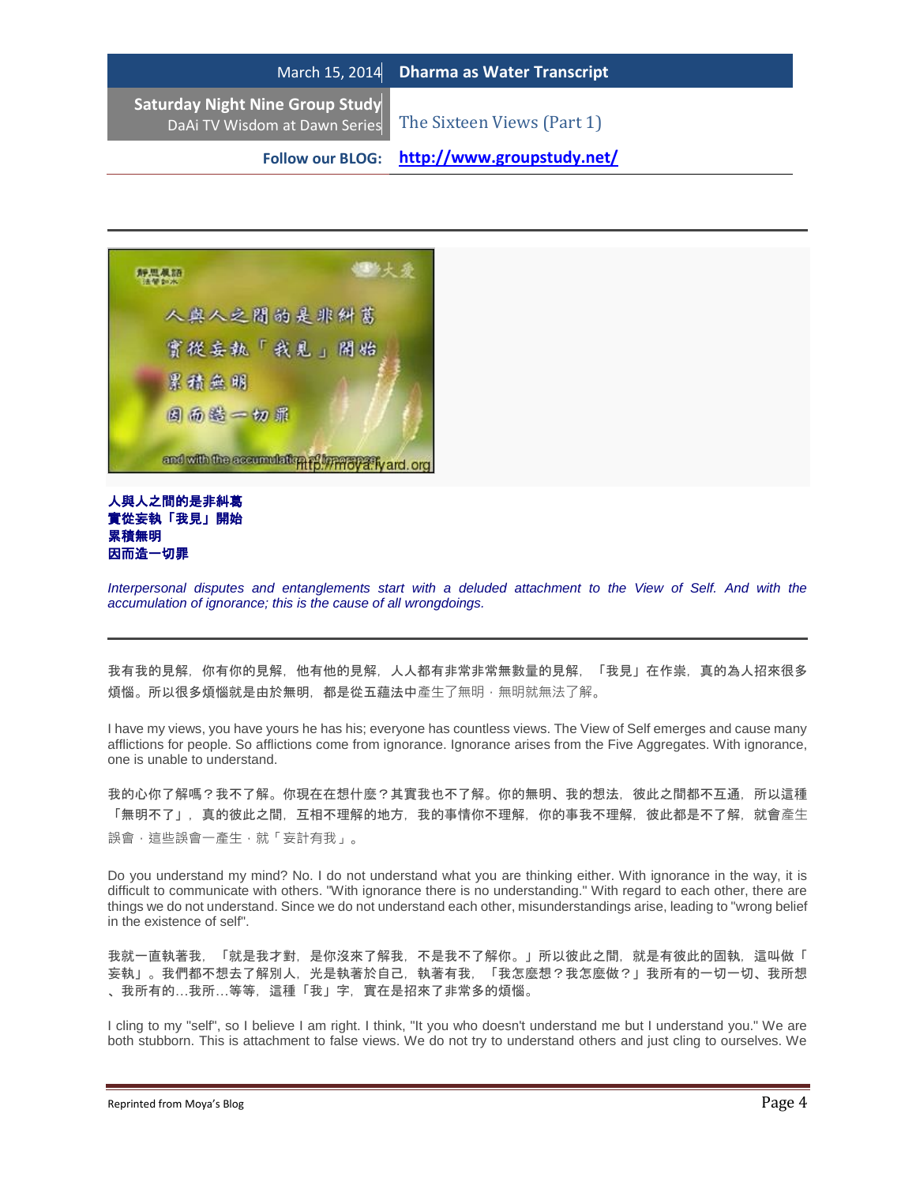**人與人之間的是非糾葛**
**實從妄執「我見」開始**
**累積無明**
**因而造一切罪**

*Interpersonal disputes and entanglements start with a deluded attachment to the View of Self. And with the accumulation of ignorance; this is the cause of all wrongdoings.*

我有我的見解，你有你的見解，他有他的見解，人人都有非常非常無數量的見解，「我見」在作祟，真的為人招來很多煩惱。所以很多煩惱就是由於無明，都是從五蘊法中產生了無明，無明就無法了解。

I have my views, you have yours he has his; everyone has countless views. The View of Self emerges and cause many afflictions for people. So afflictions come from ignorance. Ignorance arises from the Five Aggregates. With ignorance, one is unable to understand.

我的心你了解嗎？我不了解。你現在在想什麼？其實我也不了解。你的無明、我的想法，彼此之間都不互通，所以這種「無明不了」，真的彼此之間，互相不理解的地方，我的事情你不理解，你的事我不理解，彼此都是不了解，就會產生誤會，這些誤會一產生，就「妄計有我」。

Do you understand my mind? No. I do not understand what you are thinking either. With ignorance in the way, it is difficult to communicate with others. "With ignorance there is no understanding." With regard to each other, there are things we do not understand. Since we do not understand each other, misunderstandings arise, leading to "wrong belief in the existence of self".

我就一直執著我，「就是我才對，是你沒來了解我，不是我不了解你。」所以彼此之間，就是有彼此的固執，這叫做「妄執」。我們都不想去了解別人，光是執著於自己，執著有我，「我怎麼想？我怎麼做？」我所有的一切一切、我所想、我所有的…我所…等等，這種「我」字，實在是招來了非常多的煩惱。

I cling to my "self", so I believe I am right. I think, "It you who doesn't understand me but I understand you." We are both stubborn. This is attachment to false views. We do not try to understand others and just cling to ourselves. We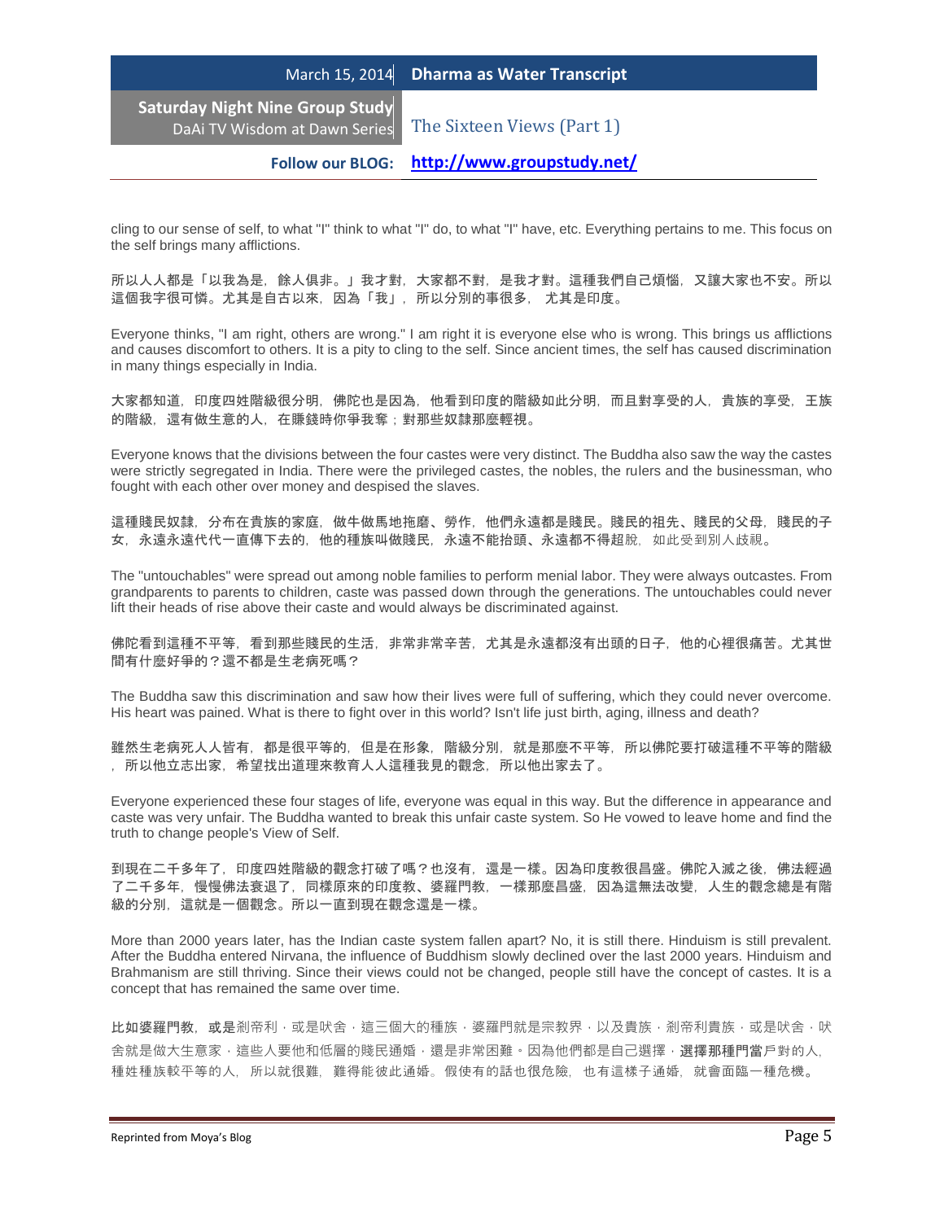cling to our sense of self, to what "I" think to what "I" do, to what "I" have, etc. Everything pertains to me. This focus on the self brings many afflictions.

所以人人都是「以我為是，餘人俱非。」我才對，大家都不對，是我才對。這種我們自己煩惱，又讓大家也不安。所以這個我字很可憐。尤其是自古以來，因為「我」，所以分別的事很多，尤其是印度。

Everyone thinks, "I am right, others are wrong." I am right it is everyone else who is wrong. This brings us afflictions and causes discomfort to others. It is a pity to cling to the self. Since ancient times, the self has caused discrimination in many things especially in India.

大家都知道，印度四姓階級很分明，佛陀也是因為，他看到印度的階級如此分明，而且對享受的人，貴族的享受，王族的階級，還有做生意的人，在賺錢時你爭我奪；對那些奴隸那麼輕視。

Everyone knows that the divisions between the four castes were very distinct. The Buddha also saw the way the castes were strictly segregated in India. There were the privileged castes, the nobles, the rulers and the businessman, who fought with each other over money and despised the slaves.

這種賤民奴隸，分布在貴族的家庭，做牛做馬地拖磨、勞作，他們永遠都是賤民。賤民的祖先、賤民的父母，賤民的子女，永遠永遠代代一直傳下去的，他的種族叫做賤民，永遠不能抬頭、永遠都不得超脫，如此受到別人歧視。

The "untouchables" were spread out among noble families to perform menial labor. They were always outcastes. From grandparents to parents to children, caste was passed down through the generations. The untouchables could never lift their heads of rise above their caste and would always be discriminated against.

佛陀看到這種不平等，看到那些賤民的生活，非常非常辛苦，尤其是永遠都沒有出頭的日子，他的心裡很痛苦。尤其世間有什麼好爭的？還不都是生老病死嗎？

The Buddha saw this discrimination and saw how their lives were full of suffering, which they could never overcome. His heart was pained. What is there to fight over in this world? Isn't life just birth, aging, illness and death?

雖然生老病死人人皆有，都是很平等的，但是在形象，階級分別，就是那麼不平等，所以佛陀要打破這種不平等的階級，所以他立志出家，希望找出道理來教育人人這種我見的觀念，所以他出家去了。

Everyone experienced these four stages of life, everyone was equal in this way. But the difference in appearance and caste was very unfair. The Buddha wanted to break this unfair caste system. So He vowed to leave home and find the truth to change people's View of Self.

到現在二千多年了，印度四姓階級的觀念打破了嗎？也沒有，還是一樣。因為印度教很昌盛。佛陀入滅之後，佛法經過了二千多年，慢慢佛法衰退了，同樣原來的印度教、婆羅門教，一樣那麼昌盛，因為這無法改變，人生的觀念總是有階級的分別，這就是一個觀念。所以一直到現在觀念還是一樣。

More than 2000 years later, has the Indian caste system fallen apart? No, it is still there. Hinduism is still prevalent. After the Buddha entered Nirvana, the influence of Buddhism slowly declined over the last 2000 years. Hinduism and Brahmanism are still thriving. Since their views could not be changed, people still have the concept of castes. It is a concept that has remained the same over time.

比如婆羅門教，或是剎帝利，或是吠舍，這三個大的種族，婆羅門就是宗教界，以及貴族，剎帝利貴族，或是吠舍，吠舍就是做大生意家，這些人要他和低層的賤民通婚，還是非常困難。因為他們都是自己選擇，選擇那種門當戶對的人，種姓種族較平等的人，所以就很難，難得能彼此通婚。假使有的話也很危險，也有這樣子通婚，就會面臨一種危機。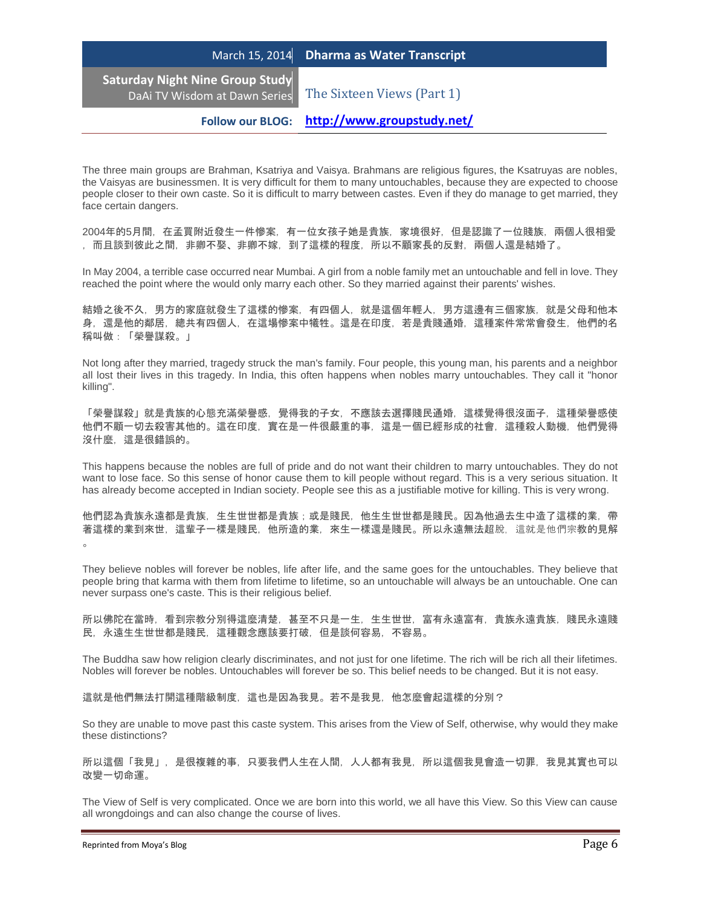The three main groups are Brahman, Ksatriya and Vaisya. Brahmans are religious figures, the Ksatruyas are nobles, the Vaisyas are businessmen. It is very difficult for them to many untouchables, because they are expected to choose people closer to their own caste. So it is difficult to marry between castes. Even if they do manage to get married, they face certain dangers.

2004年的5月間，在孟買附近發生一件慘案，有一位女孩子她是貴族，家境很好，但是認識了一位賤族，兩個人很相愛，而且談到彼此之間，非卿不娶、非卿不嫁，到了這樣的程度，所以不顧家長的反對，兩個人還是結婚了。

In May 2004, a terrible case occurred near Mumbai. A girl from a noble family met an untouchable and fell in love. They reached the point where the would only marry each other. So they married against their parents' wishes.

結婚之後不久，男方的家庭就發生了這樣的慘案，有四個人，就是這個年輕人，男方這邊有三個家族，就是父母和他本身，還是他的鄰居，總共有四個人，在這場慘案中犧牲。這是在印度，若是貴賤通婚，這種案件常常會發生，他們的名稱叫做：「榮譽謀殺。」

Not long after they married, tragedy struck the man's family. Four people, this young man, his parents and a neighbor all lost their lives in this tragedy. In India, this often happens when nobles marry untouchables. They call it "honor killing".

「榮譽謀殺」就是貴族的心態充滿榮譽感，覺得我的子女，不應該去選擇賤民通婚，這樣覺得很沒面子，這種榮譽感使他們不顧一切去殺害其他的。這在印度，實在是一件很嚴重的事，這是一個已經形成的社會，這種殺人動機，他們覺得沒什麼，這是很錯誤的。

This happens because the nobles are full of pride and do not want their children to marry untouchables. They do not want to lose face. So this sense of honor cause them to kill people without regard. This is a very serious situation. It has already become accepted in Indian society. People see this as a justifiable motive for killing. This is very wrong.

他們認為貴族永遠都是貴族，生生世世都是貴族；或是賤民，他生生世世都是賤民。因為他過去生中造了這樣的業，帶著這樣的業到來世，這輩子一樣是賤民，他所造的業，來生一樣還是賤民。所以永遠無法超脫，這就是他們宗教的見解。

They believe nobles will forever be nobles, life after life, and the same goes for the untouchables. They believe that people bring that karma with them from lifetime to lifetime, so an untouchable will always be an untouchable. One can never surpass one's caste. This is their religious belief.

所以佛陀在當時，看到宗教分別得這麼清楚，甚至不只是一生，生生世世，富有永遠富有，貴族永遠貴族，賤民永遠賤民，永遠生生世世都是賤民，這種觀念應該要打破，但是談何容易，不容易。

The Buddha saw how religion clearly discriminates, and not just for one lifetime. The rich will be rich all their lifetimes. Nobles will forever be nobles. Untouchables will forever be so. This belief needs to be changed. But it is not easy.

這就是他們無法打開這種階級制度，這也是因為我見。若不是我見，他怎麼會起這樣的分別？

So they are unable to move past this caste system. This arises from the View of Self, otherwise, why would they make these distinctions?

所以這個「我見」，是很複雜的事，只要我們人生在人間，人人都有我見，所以這個我見會造一切罪，我見其實也可以改變一切命運。

The View of Self is very complicated. Once we are born into this world, we all have this View. So this View can cause all wrongdoings and can also change the course of lives.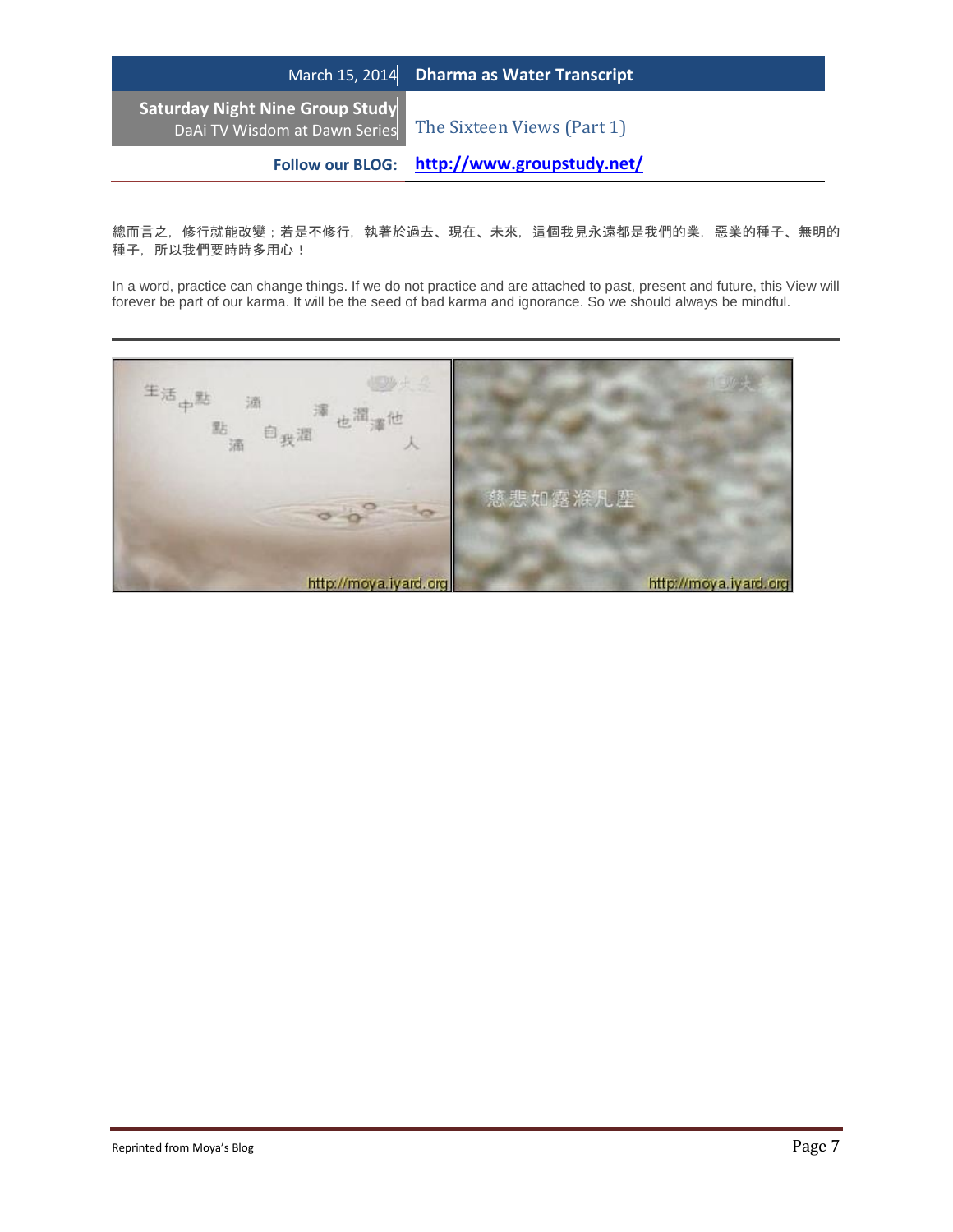總而言之，修行就能改變；若是不修行，執著於過去、現在、未來，這個我見永遠都是我們的業，惡業的種子、無明的種子，所以我們要時時多用心！

In a word, practice can change things. If we do not practice and are attached to past, present and future, this View will forever be part of our karma. It will be the seed of bad karma and ignorance. So we should always be mindful.